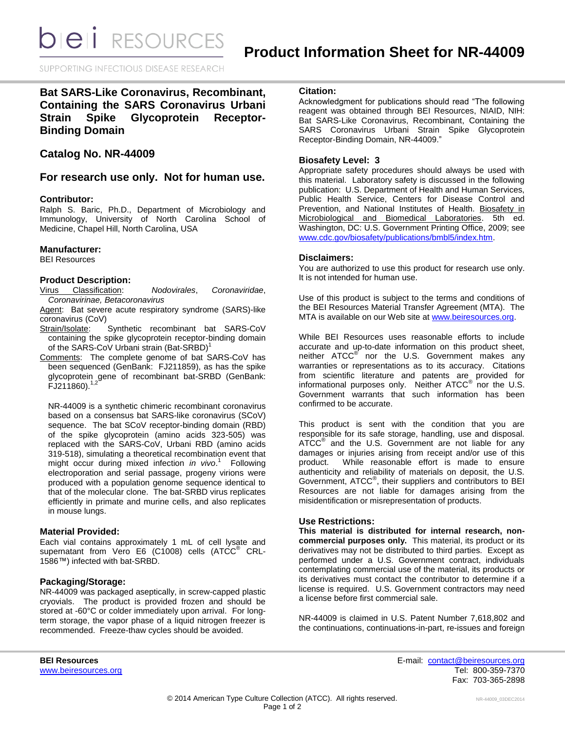# Product Information Sheet for NR-44009

## Bat SARS-Like Coronavirus, Recombinant, Containing the SARS Coronavirus Urbani Strain Spike Glycoprotein Receptor-Binding Domain

## Catalog No. NR-44009

## For research use only. Not for human use.

### Contributor:

Ralph S. Baric, Ph.D., Department of Microbiology and Immunology, University of North Carolina School of Medicine, Chapel Hill, North Carolina, USA

### Manufacturer:

BEI Resources

### Product Description:

Virus Classification: *Nodovirales*, *Coronaviridae*, *Coronavirinae, Betacoronavirus*

Agent: Bat severe acute respiratory syndrome (SARS)-like coronavirus (CoV)

Strain/Isolate: Synthetic recombinant bat SARS-CoV containing the spike glycoprotein receptor-binding domain of the SARS-CoV Urbani strain (Bat-SRBD)[1]

Comments: The complete genome of bat SARS-CoV has been sequenced (GenBank: FJ211859), as has the spike glycoprotein gene of recombinant bat-SRBD (GenBank: FJ211860).[1,2]

NR-44009 is a synthetic chimeric recombinant coronavirus based on a consensus bat SARS-like coronavirus (SCoV) sequence. The bat SCoV receptor-binding domain (RBD) of the spike glycoprotein (amino acids 323-505) was replaced with the SARS-CoV, Urbani RBD (amino acids 319-518), simulating a theoretical recombination event that might occur during mixed infection *in vivo*.[1] Following electroporation and serial passage, progeny virions were produced with a population genome sequence identical to that of the molecular clone. The bat-SRBD virus replicates efficiently in primate and murine cells, and also replicates in mouse lungs.

### Material Provided:

Each vial contains approximately 1 mL of cell lysate and supernatant from Vero E6 (C1008) cells (ATCC® CRL-1586™) infected with bat-SRBD.

### Packaging/Storage:

NR-44009 was packaged aseptically, in screw-capped plastic cryovials. The product is provided frozen and should be stored at -60°C or colder immediately upon arrival. For long-term storage, the vapor phase of a liquid nitrogen freezer is recommended. Freeze-thaw cycles should be avoided.

### Citation:

Acknowledgment for publications should read "The following reagent was obtained through BEI Resources, NIAID, NIH: Bat SARS-Like Coronavirus, Recombinant, Containing the SARS Coronavirus Urbani Strain Spike Glycoprotein Receptor-Binding Domain, NR-44009."

### Biosafety Level: 3

Appropriate safety procedures should always be used with this material. Laboratory safety is discussed in the following publication: U.S. Department of Health and Human Services, Public Health Service, Centers for Disease Control and Prevention, and National Institutes of Health. Biosafety in Microbiological and Biomedical Laboratories. 5th ed. Washington, DC: U.S. Government Printing Office, 2009; see www.cdc.gov/biosafety/publications/bmbl5/index.htm.

### Disclaimers:

You are authorized to use this product for research use only. It is not intended for human use.

Use of this product is subject to the terms and conditions of the BEI Resources Material Transfer Agreement (MTA). The MTA is available on our Web site at www.beiresources.org.

While BEI Resources uses reasonable efforts to include accurate and up-to-date information on this product sheet, neither ATCC® nor the U.S. Government makes any warranties or representations as to its accuracy. Citations from scientific literature and patents are provided for informational purposes only. Neither ATCC® nor the U.S. Government warrants that such information has been confirmed to be accurate.

This product is sent with the condition that you are responsible for its safe storage, handling, use and disposal. ATCC® and the U.S. Government are not liable for any damages or injuries arising from receipt and/or use of this product. While reasonable effort is made to ensure authenticity and reliability of materials on deposit, the U.S. Government, ATCC®, their suppliers and contributors to BEI Resources are not liable for damages arising from the misidentification or misrepresentation of products.

### Use Restrictions:

**This material is distributed for internal research, non-commercial purposes only.** This material, its product or its derivatives may not be distributed to third parties. Except as performed under a U.S. Government contract, individuals contemplating commercial use of the material, its products or its derivatives must contact the contributor to determine if a license is required. U.S. Government contractors may need a license before first commercial sale.

NR-44009 is claimed in U.S. Patent Number 7,618,802 and the continuations, continuations-in-part, re-issues and foreign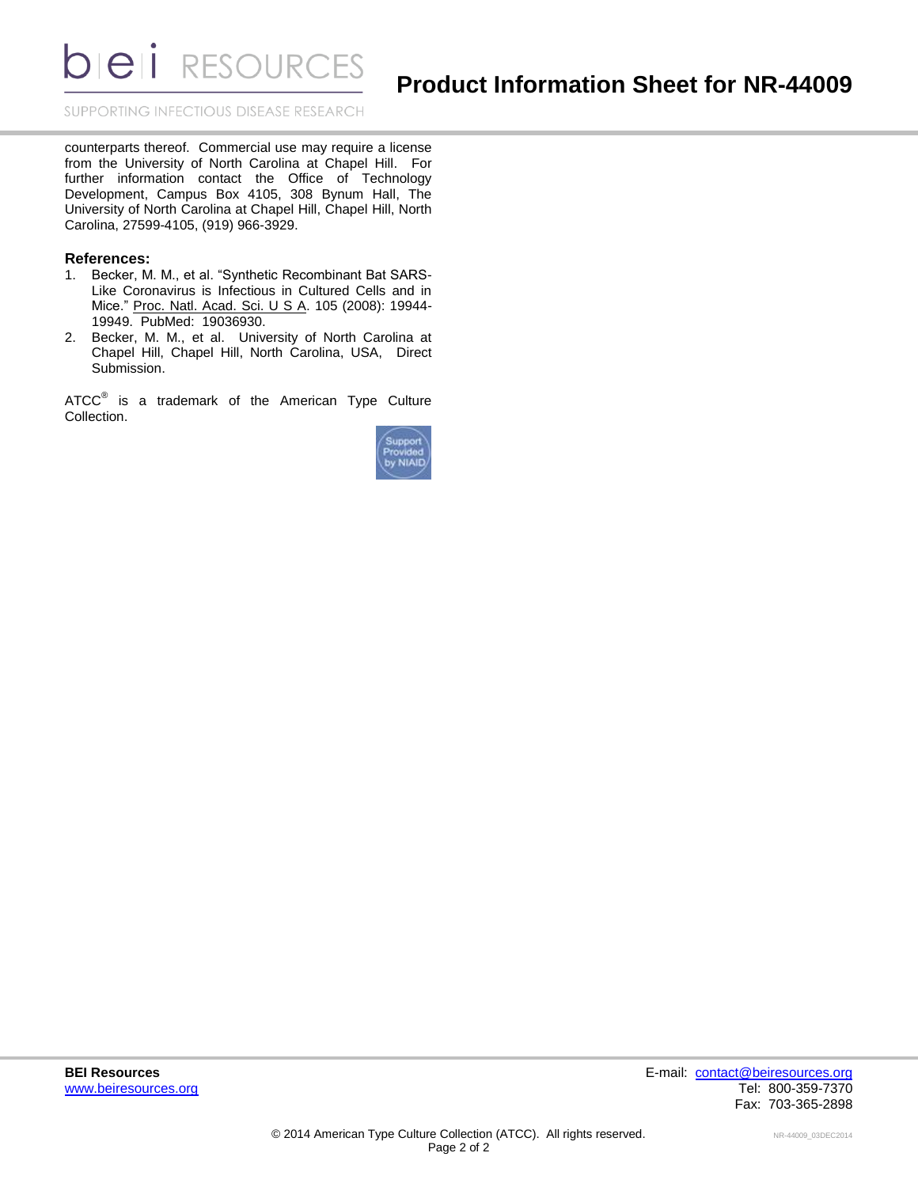counterparts thereof. Commercial use may require a license from the University of North Carolina at Chapel Hill. For further information contact the Office of Technology Development, Campus Box 4105, 308 Bynum Hall, The University of North Carolina at Chapel Hill, Chapel Hill, North Carolina, 27599-4105, (919) 966-3929.

**References:**

1. Becker, M. M., et al. "Synthetic Recombinant Bat SARS-Like Coronavirus is Infectious in Cultured Cells and in Mice." Proc. Natl. Acad. Sci. U S A. 105 (2008): 19944-19949. PubMed: 19036930.
2. Becker, M. M., et al. University of North Carolina at Chapel Hill, Chapel Hill, North Carolina, USA, Direct Submission.

ATCC® is a trademark of the American Type Culture Collection.

Support Provided by NIAID

**BEI Resources**
www.beiresources.org

E-mail: contact@beiresources.org
Tel: 800-359-7370
Fax: 703-365-2898

© 2014 American Type Culture Collection (ATCC). All rights reserved.

NR-44009_03DEC2014